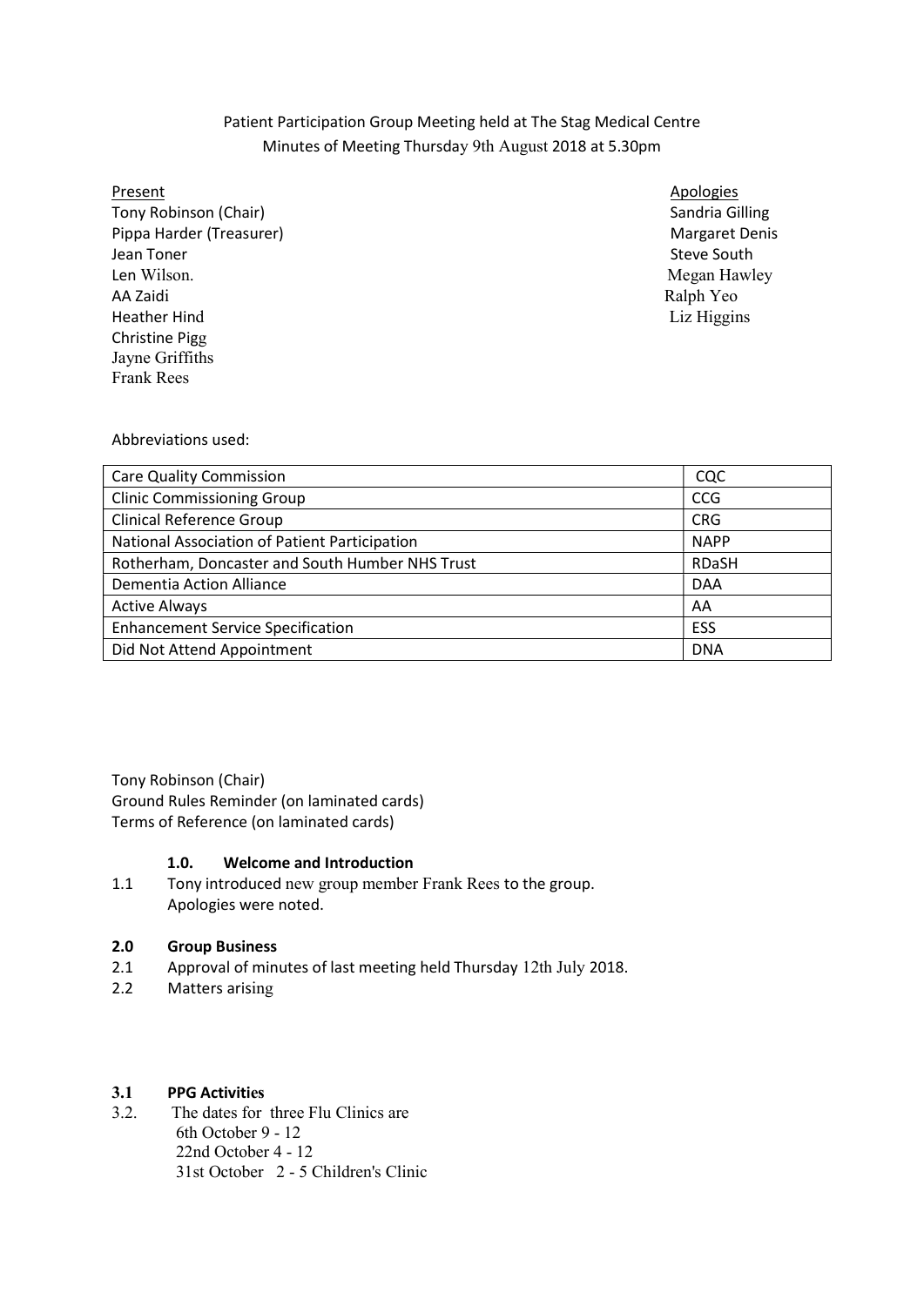# Patient Participation Group Meeting held at The Stag Medical Centre
## Minutes of Meeting Thursday 9th August 2018 at 5.30pm

**Present**

Tony Robinson (Chair)
Pippa Harder (Treasurer)
Jean Toner
Len Wilson.
AA Zaidi
Heather Hind
Christine Pigg
Jayne Griffiths
Frank Rees

**Apologies**

Sandria Gilling
Margaret Denis
Steve South
Megan Hawley
Ralph Yeo
Liz Higgins

Abbreviations used:

| | |
|---|---|
| Care Quality Commission | CQC |
| Clinic Commissioning Group | CCG |
| Clinical Reference Group | CRG |
| National Association of Patient Participation | NAPP |
| Rotherham, Doncaster and South Humber NHS Trust | RDaSH |
| Dementia Action Alliance | DAA |
| Active Always | AA |
| Enhancement Service Specification | ESS |
| Did Not Attend Appointment | DNA |

Tony Robinson (Chair)
Ground Rules Reminder (on laminated cards)
Terms of Reference (on laminated cards)

### 1.0. Welcome and Introduction

1.1 Tony introduced new group member Frank Rees to the group.
Apologies were noted.

### 2.0 Group Business

2.1 Approval of minutes of last meeting held Thursday 12th July 2018.

2.2 Matters arising

### 3.1 PPG Activities

3.2. The dates for three Flu Clinics are
6th October 9 - 12
22nd October 4 - 12
31st October 2 - 5 Children's Clinic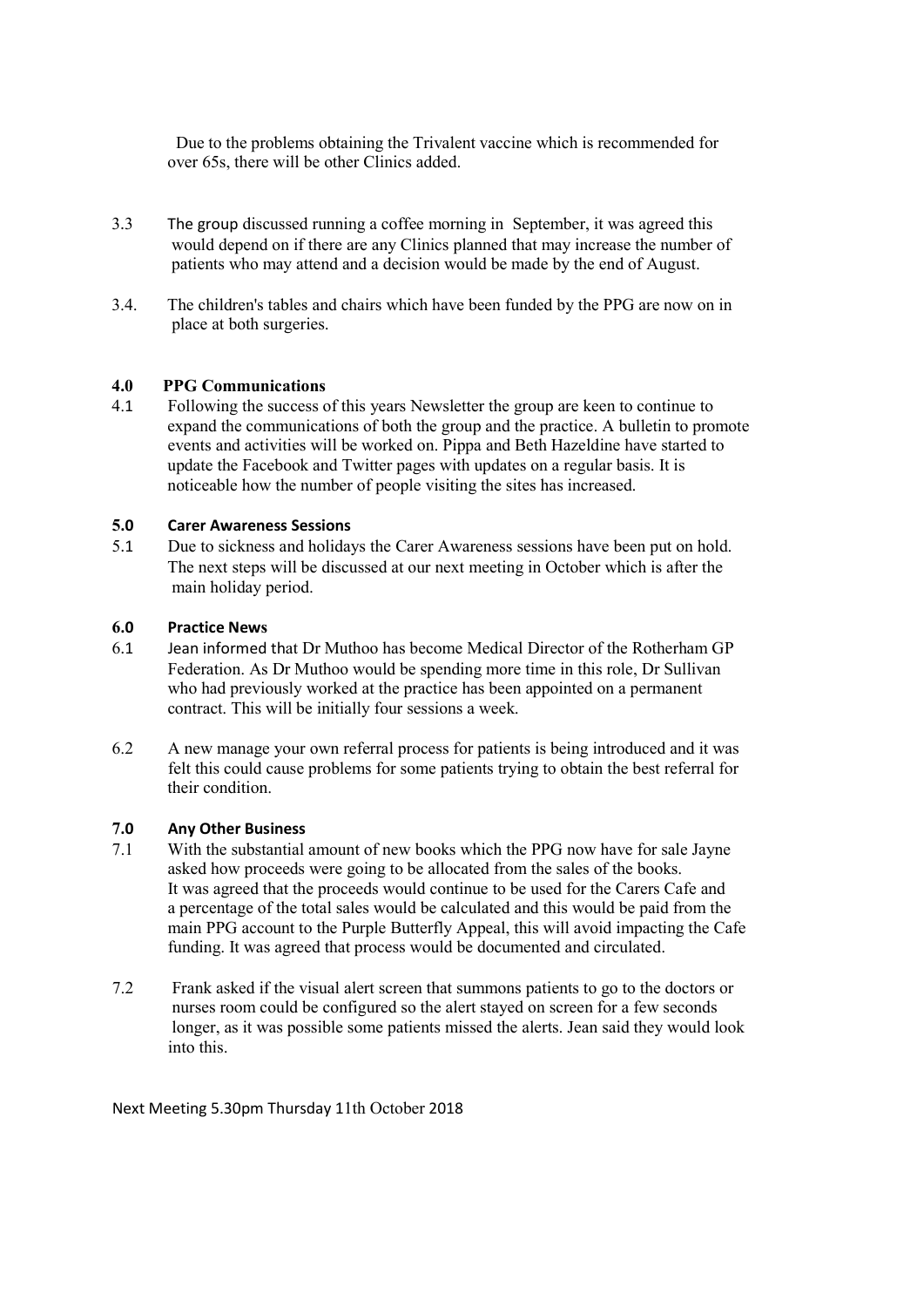Due to the problems obtaining the Trivalent vaccine which is recommended for over 65s, there will be other Clinics added.

3.3 The group discussed running a coffee morning in September, it was agreed this would depend on if there are any Clinics planned that may increase the number of patients who may attend and a decision would be made by the end of August.

3.4. The children's tables and chairs which have been funded by the PPG are now on in place at both surgeries.

**4.0 PPG Communications**

4.1 Following the success of this years Newsletter the group are keen to continue to expand the communications of both the group and the practice. A bulletin to promote events and activities will be worked on. Pippa and Beth Hazeldine have started to update the Facebook and Twitter pages with updates on a regular basis. It is noticeable how the number of people visiting the sites has increased.

**5.0 Carer Awareness Sessions**

5.1 Due to sickness and holidays the Carer Awareness sessions have been put on hold. The next steps will be discussed at our next meeting in October which is after the main holiday period.

**6.0 Practice News**

6.1 Jean informed that Dr Muthoo has become Medical Director of the Rotherham GP Federation. As Dr Muthoo would be spending more time in this role, Dr Sullivan who had previously worked at the practice has been appointed on a permanent contract. This will be initially four sessions a week.

6.2 A new manage your own referral process for patients is being introduced and it was felt this could cause problems for some patients trying to obtain the best referral for their condition.

**7.0 Any Other Business**

7.1 With the substantial amount of new books which the PPG now have for sale Jayne asked how proceeds were going to be allocated from the sales of the books. It was agreed that the proceeds would continue to be used for the Carers Cafe and a percentage of the total sales would be calculated and this would be paid from the main PPG account to the Purple Butterfly Appeal, this will avoid impacting the Cafe funding. It was agreed that process would be documented and circulated.

7.2 Frank asked if the visual alert screen that summons patients to go to the doctors or nurses room could be configured so the alert stayed on screen for a few seconds longer, as it was possible some patients missed the alerts. Jean said they would look into this.

Next Meeting 5.30pm Thursday 11th October 2018